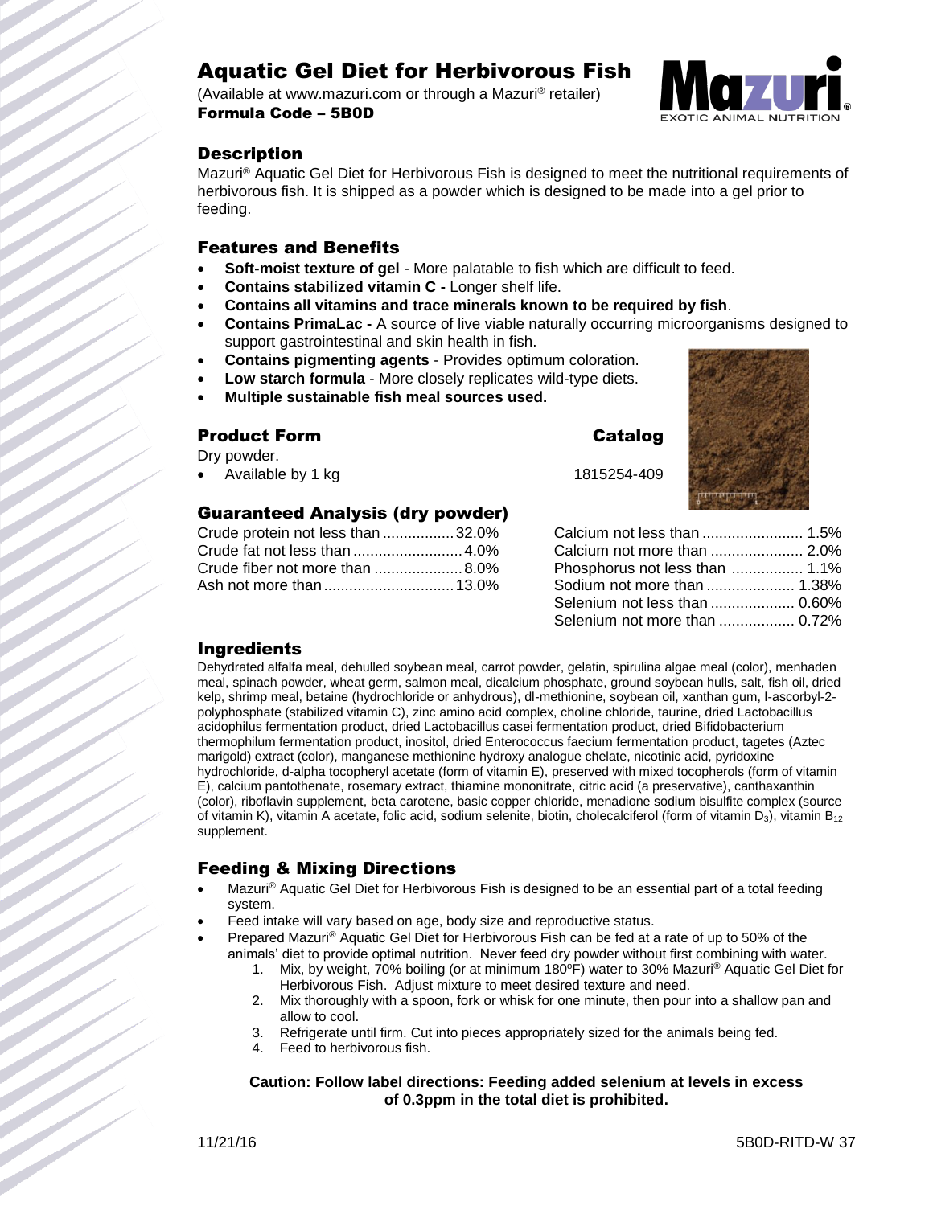# Aquatic Gel Diet for Herbivorous Fish

(Available at www.mazuri.com or through a Mazuri® retailer)

**Formula Code – 5B0D**

## Description

Mazuri® Aquatic Gel Diet for Herbivorous Fish is designed to meet the nutritional requirements of herbivorous fish. It is shipped as a powder which is designed to be made into a gel prior to feeding.

## Features and Benefits

- **Soft-moist texture of gel** - More palatable to fish which are difficult to feed.
- **Contains stabilized vitamin C -** Longer shelf life.
- **Contains all vitamins and trace minerals known to be required by fish**.
- **Contains PrimaLac -** A source of live viable naturally occurring microorganisms designed to support gastrointestinal and skin health in fish.
- **Contains pigmenting agents** - Provides optimum coloration.
- **Low starch formula** - More closely replicates wild-type diets.
- **Multiple sustainable fish meal sources used.**

## Product Form

| Product Form | Catalog |
|---|---|
| Dry powder. | |
| • Available by 1 kg | 1815254-409 |

## Guaranteed Analysis (dry powder)

| | |
|---|---|
| Crude protein not less than | 32.0% |
| Crude fat not less than | 4.0% |
| Crude fiber not more than | 8.0% |
| Ash not more than | 13.0% |
| Calcium not less than | 1.5% |
| Calcium not more than | 2.0% |
| Phosphorus not less than | 1.1% |
| Sodium not more than | 1.38% |
| Selenium not less than | 0.60% |
| Selenium not more than | 0.72% |

## Ingredients

Dehydrated alfalfa meal, dehulled soybean meal, carrot powder, gelatin, spirulina algae meal (color), menhaden meal, spinach powder, wheat germ, salmon meal, dicalcium phosphate, ground soybean hulls, salt, fish oil, dried kelp, shrimp meal, betaine (hydrochloride or anhydrous), dl-methionine, soybean oil, xanthan gum, l-ascorbyl-2-polyphosphate (stabilized vitamin C), zinc amino acid complex, choline chloride, taurine, dried Lactobacillus acidophilus fermentation product, dried Lactobacillus casei fermentation product, dried Bifidobacterium thermophilum fermentation product, inositol, dried Enterococcus faecium fermentation product, tagetes (Aztec marigold) extract (color), manganese methionine hydroxy analogue chelate, nicotinic acid, pyridoxine hydrochloride, d-alpha tocopheryl acetate (form of vitamin E), preserved with mixed tocopherols (form of vitamin E), calcium pantothenate, rosemary extract, thiamine mononitrate, citric acid (a preservative), canthaxanthin (color), riboflavin supplement, beta carotene, basic copper chloride, menadione sodium bisulfite complex (source of vitamin K), vitamin A acetate, folic acid, sodium selenite, biotin, cholecalciferol (form of vitamin $D_3$), vitamin $B_{12}$ supplement.

## Feeding & Mixing Directions

- Mazuri® Aquatic Gel Diet for Herbivorous Fish is designed to be an essential part of a total feeding system.
- Feed intake will vary based on age, body size and reproductive status.
- Prepared Mazuri® Aquatic Gel Diet for Herbivorous Fish can be fed at a rate of up to 50% of the animals' diet to provide optimal nutrition. Never feed dry powder without first combining with water.
  1. Mix, by weight, 70% boiling (or at minimum 180ºF) water to 30% Mazuri® Aquatic Gel Diet for Herbivorous Fish. Adjust mixture to meet desired texture and need.
  2. Mix thoroughly with a spoon, fork or whisk for one minute, then pour into a shallow pan and allow to cool.
  3. Refrigerate until firm. Cut into pieces appropriately sized for the animals being fed.
  4. Feed to herbivorous fish.

**Caution: Follow label directions: Feeding added selenium at levels in excess of 0.3ppm in the total diet is prohibited.**

11/21/16 5B0D-RITD-W 37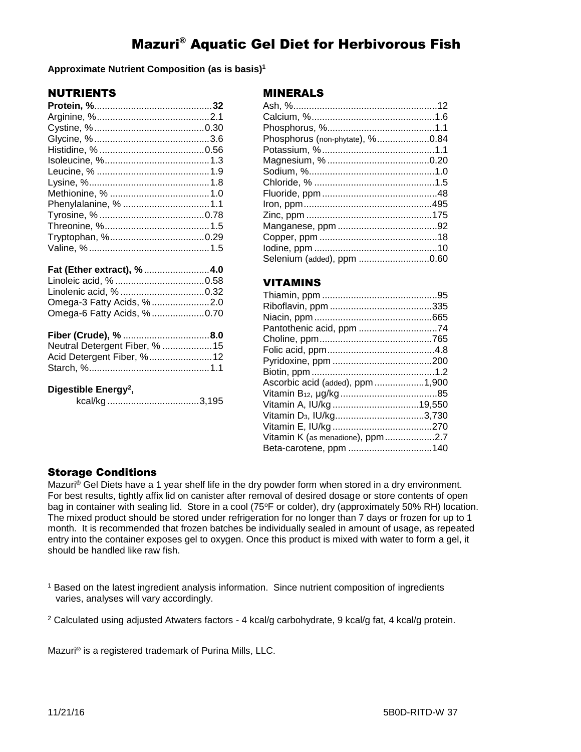# Mazuri® Aquatic Gel Diet for Herbivorous Fish

**Approximate Nutrient Composition (as is basis)[1]**

## NUTRIENTS

| | |
|---|---|
| **Protein, %** | **32** |
| Arginine, % | 2.1 |
| Cystine, % | 0.30 |
| Glycine, % | 3.6 |
| Histidine, % | 0.56 |
| Isoleucine, % | 1.3 |
| Leucine, % | 1.9 |
| Lysine, % | 1.8 |
| Methionine, % | 1.0 |
| Phenylalanine, % | 1.1 |
| Tyrosine, % | 0.78 |
| Threonine, % | 1.5 |
| Tryptophan, % | 0.29 |
| Valine, % | 1.5 |
| **Fat (Ether extract), %** | **4.0** |
| Linoleic acid, % | 0.58 |
| Linolenic acid, % | 0.32 |
| Omega-3 Fatty Acids, % | 2.0 |
| Omega-6 Fatty Acids, % | 0.70 |
| **Fiber (Crude), %** | **8.0** |
| Neutral Detergent Fiber, % | 15 |
| Acid Detergent Fiber, % | 12 |
| Starch, % | 1.1 |
| **Digestible Energy[2],** kcal/kg | 3,195 |

## MINERALS

| | |
|---|---|
| Ash, % | 12 |
| Calcium, % | 1.6 |
| Phosphorus, % | 1.1 |
| Phosphorus (non-phytate), % | 0.84 |
| Potassium, % | 1.1 |
| Magnesium, % | 0.20 |
| Sodium, % | 1.0 |
| Chloride, % | 1.5 |
| Fluoride, ppm | 48 |
| Iron, ppm | 495 |
| Zinc, ppm | 175 |
| Manganese, ppm | 92 |
| Copper, ppm | 18 |
| Iodine, ppm | 10 |
| Selenium (added), ppm | 0.60 |

## VITAMINS

| | |
|---|---|
| Thiamin, ppm | 95 |
| Riboflavin, ppm | 335 |
| Niacin, ppm | 665 |
| Pantothenic acid, ppm | 74 |
| Choline, ppm | 765 |
| Folic acid, ppm | 4.8 |
| Pyridoxine, ppm | 200 |
| Biotin, ppm | 1.2 |
| Ascorbic acid (added), ppm | 1,900 |
| Vitamin $B_{12}$, µg/kg | 85 |
| Vitamin A, IU/kg | 19,550 |
| Vitamin $D_3$, IU/kg | 3,730 |
| Vitamin E, IU/kg | 270 |
| Vitamin K (as menadione), ppm | 2.7 |
| Beta-carotene, ppm | 140 |

## Storage Conditions

Mazuri® Gel Diets have a 1 year shelf life in the dry powder form when stored in a dry environment. For best results, tightly affix lid on canister after removal of desired dosage or store contents of open bag in container with sealing lid. Store in a cool (75ºF or colder), dry (approximately 50% RH) location. The mixed product should be stored under refrigeration for no longer than 7 days or frozen for up to 1 month. It is recommended that frozen batches be individually sealed in amount of usage, as repeated entry into the container exposes gel to oxygen. Once this product is mixed with water to form a gel, it should be handled like raw fish.

[1] Based on the latest ingredient analysis information. Since nutrient composition of ingredients varies, analyses will vary accordingly.

[2] Calculated using adjusted Atwaters factors - 4 kcal/g carbohydrate, 9 kcal/g fat, 4 kcal/g protein.

Mazuri® is a registered trademark of Purina Mills, LLC.

11/21/16 5B0D-RITD-W 37